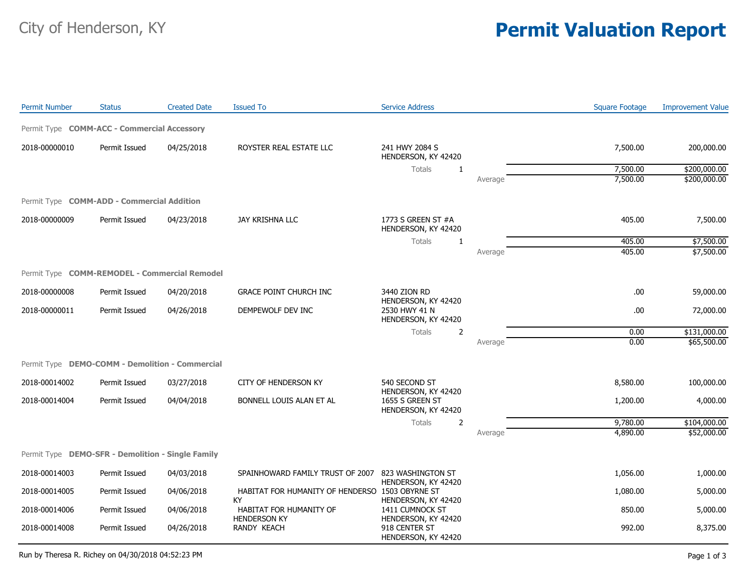City of Henderson, KY

# Permit Valuation Report

| Permit Number | Status | Created Date | Issued To | Service Address | | Square Footage | Improvement Value |
|---|---|---|---|---|---|---|---|
| **Permit Type COMM-ACC - Commercial Accessory** | | | | | | | |
| 2018-00000010 | Permit Issued | 04/25/2018 | ROYSTER REAL ESTATE LLC | 241 HWY 2084 S HENDERSON, KY 42420 | | 7,500.00 | 200,000.00 |
| | | | | Totals 1 | | 7,500.00 | $200,000.00 |
| | | | | | Average | 7,500.00 | $200,000.00 |
| **Permit Type COMM-ADD - Commercial Addition** | | | | | | | |
| 2018-00000009 | Permit Issued | 04/23/2018 | JAY KRISHNA LLC | 1773 S GREEN ST #A HENDERSON, KY 42420 | | 405.00 | 7,500.00 |
| | | | | Totals 1 | | 405.00 | $7,500.00 |
| | | | | | Average | 405.00 | $7,500.00 |
| **Permit Type COMM-REMODEL - Commercial Remodel** | | | | | | | |
| 2018-00000008 | Permit Issued | 04/20/2018 | GRACE POINT CHURCH INC | 3440 ZION RD HENDERSON, KY 42420 | | .00 | 59,000.00 |
| 2018-00000011 | Permit Issued | 04/26/2018 | DEMPEWOLF DEV INC | 2530 HWY 41 N HENDERSON, KY 42420 | | .00 | 72,000.00 |
| | | | | Totals 2 | | 0.00 | $131,000.00 |
| | | | | | Average | 0.00 | $65,500.00 |
| **Permit Type DEMO-COMM - Demolition - Commercial** | | | | | | | |
| 2018-00014002 | Permit Issued | 03/27/2018 | CITY OF HENDERSON KY | 540 SECOND ST HENDERSON, KY 42420 | | 8,580.00 | 100,000.00 |
| 2018-00014004 | Permit Issued | 04/04/2018 | BONNELL LOUIS ALAN ET AL | 1655 S GREEN ST HENDERSON, KY 42420 | | 1,200.00 | 4,000.00 |
| | | | | Totals 2 | | 9,780.00 | $104,000.00 |
| | | | | | Average | 4,890.00 | $52,000.00 |
| **Permit Type DEMO-SFR - Demolition - Single Family** | | | | | | | |
| 2018-00014003 | Permit Issued | 04/03/2018 | SPAINHOWARD FAMILY TRUST OF 2007 | 823 WASHINGTON ST HENDERSON, KY 42420 | | 1,056.00 | 1,000.00 |
| 2018-00014005 | Permit Issued | 04/06/2018 | HABITAT FOR HUMANITY OF HENDERSO KY | 1503 OBYRNE ST HENDERSON, KY 42420 | | 1,080.00 | 5,000.00 |
| 2018-00014006 | Permit Issued | 04/06/2018 | HABITAT FOR HUMANITY OF HENDERSON KY | 1411 CUMNOCK ST HENDERSON, KY 42420 | | 850.00 | 5,000.00 |
| 2018-00014008 | Permit Issued | 04/26/2018 | RANDY KEACH | 918 CENTER ST HENDERSON, KY 42420 | | 992.00 | 8,375.00 |

Run by Theresa R. Richey on 04/30/2018 04:52:23 PM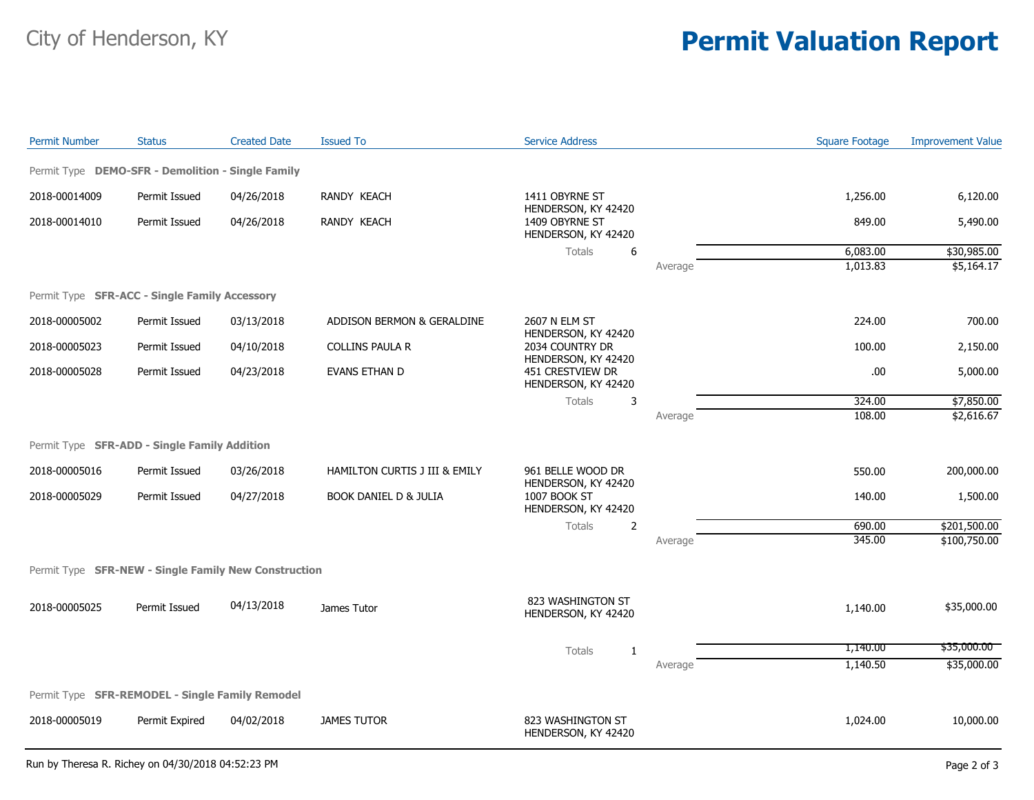City of Henderson, KY

# Permit Valuation Report

| Permit Number | Status | Created Date | Issued To | Service Address | | Square Footage | Improvement Value |
|---|---|---|---|---|---|---|---|
| **Permit Type DEMO-SFR - Demolition - Single Family** | | | | | | | |
| 2018-00014009 | Permit Issued | 04/26/2018 | RANDY KEACH | 1411 OBYRNE ST HENDERSON, KY 42420 | | 1,256.00 | 6,120.00 |
| 2018-00014010 | Permit Issued | 04/26/2018 | RANDY KEACH | 1409 OBYRNE ST HENDERSON, KY 42420 | | 849.00 | 5,490.00 |
| | | | | Totals 6 | | 6,083.00 | $30,985.00 |
| | | | | | Average | 1,013.83 | $5,164.17 |
| **Permit Type SFR-ACC - Single Family Accessory** | | | | | | | |
| 2018-00005002 | Permit Issued | 03/13/2018 | ADDISON BERMON & GERALDINE | 2607 N ELM ST HENDERSON, KY 42420 | | 224.00 | 700.00 |
| 2018-00005023 | Permit Issued | 04/10/2018 | COLLINS PAULA R | 2034 COUNTRY DR HENDERSON, KY 42420 | | 100.00 | 2,150.00 |
| 2018-00005028 | Permit Issued | 04/23/2018 | EVANS ETHAN D | 451 CRESTVIEW DR HENDERSON, KY 42420 | | .00 | 5,000.00 |
| | | | | Totals 3 | | 324.00 | $7,850.00 |
| | | | | | Average | 108.00 | $2,616.67 |
| **Permit Type SFR-ADD - Single Family Addition** | | | | | | | |
| 2018-00005016 | Permit Issued | 03/26/2018 | HAMILTON CURTIS J III & EMILY | 961 BELLE WOOD DR HENDERSON, KY 42420 | | 550.00 | 200,000.00 |
| 2018-00005029 | Permit Issued | 04/27/2018 | BOOK DANIEL D & JULIA | 1007 BOOK ST HENDERSON, KY 42420 | | 140.00 | 1,500.00 |
| | | | | Totals 2 | | 690.00 | $201,500.00 |
| | | | | | Average | 345.00 | $100,750.00 |
| **Permit Type SFR-NEW - Single Family New Construction** | | | | | | | |
| 2018-00005025 | Permit Issued | 04/13/2018 | James Tutor | 823 WASHINGTON ST HENDERSON, KY 42420 | | 1,140.00 | $35,000.00 |
| | | | | Totals 1 | | 1,140.00 | $35,000.00 |
| | | | | | Average | 1,140.50 | $35,000.00 |
| **Permit Type SFR-REMODEL - Single Family Remodel** | | | | | | | |
| 2018-00005019 | Permit Expired | 04/02/2018 | JAMES TUTOR | 823 WASHINGTON ST HENDERSON, KY 42420 | | 1,024.00 | 10,000.00 |

Run by Theresa R. Richey on 04/30/2018 04:52:23 PM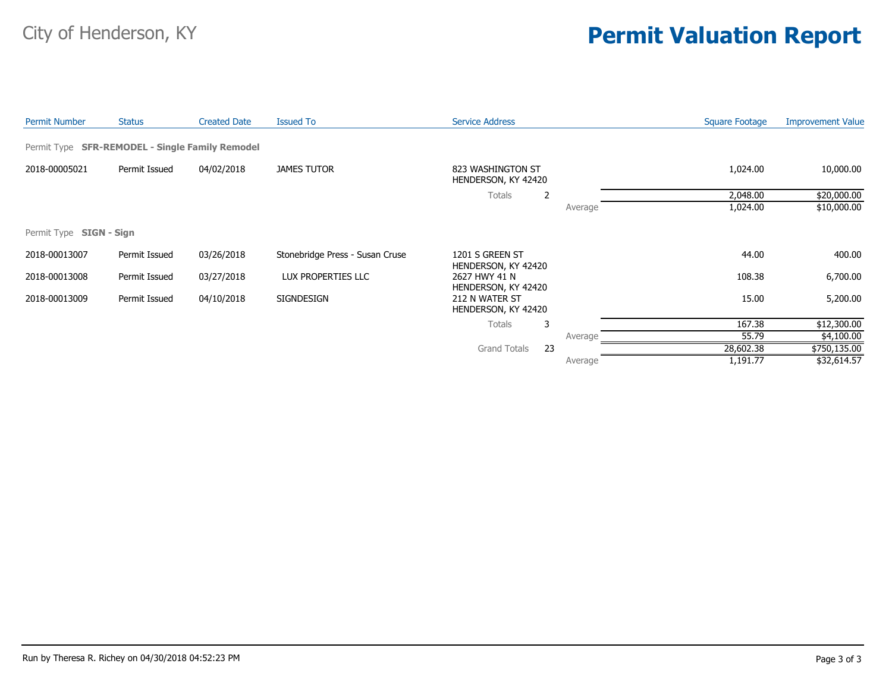City of Henderson, KY

# Permit Valuation Report

| Permit Number | Status | Created Date | Issued To | Service Address | | | Square Footage | Improvement Value |
|---|---|---|---|---|---|---|---|---|
| Permit Type **SFR-REMODEL - Single Family Remodel** | | | | | | | | |
| 2018-00005021 | Permit Issued | 04/02/2018 | JAMES TUTOR | 823 WASHINGTON ST HENDERSON, KY 42420 | | | 1,024.00 | 10,000.00 |
| | | | | Totals | 2 | | 2,048.00 | $20,000.00 |
| | | | | | | Average | 1,024.00 | $10,000.00 |
| Permit Type **SIGN - Sign** | | | | | | | | |
| 2018-00013007 | Permit Issued | 03/26/2018 | Stonebridge Press - Susan Cruse | 1201 S GREEN ST HENDERSON, KY 42420 | | | 44.00 | 400.00 |
| 2018-00013008 | Permit Issued | 03/27/2018 | LUX PROPERTIES LLC | 2627 HWY 41 N HENDERSON, KY 42420 | | | 108.38 | 6,700.00 |
| 2018-00013009 | Permit Issued | 04/10/2018 | SIGNDESIGN | 212 N WATER ST HENDERSON, KY 42420 | | | 15.00 | 5,200.00 |
| | | | | Totals | 3 | | 167.38 | $12,300.00 |
| | | | | | | Average | 55.79 | $4,100.00 |
| | | | | Grand Totals | 23 | | 28,602.38 | $750,135.00 |
| | | | | | | Average | 1,191.77 | $32,614.57 |

Run by Theresa R. Richey on 04/30/2018 04:52:23 PM